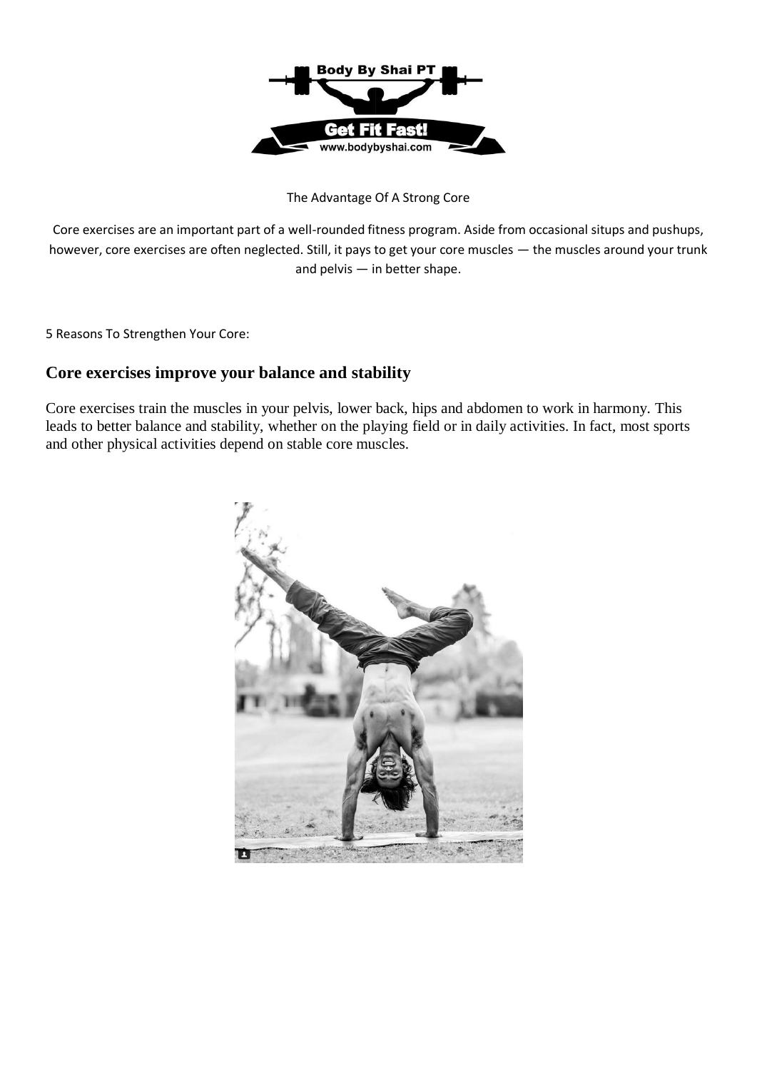The Advantage Of A Strong Core

Core exercises are an important part of a well-rounded fitness program. Aside from occasional situps and pushups, however, core exercises are often neglected. Still, it pays to get your core muscles — the muscles around your trunk and pelvis — in better shape.

5 Reasons To Strengthen Your Core:

## Core exercises improve your balance and stability

Core exercises train the muscles in your pelvis, lower back, hips and abdomen to work in harmony. This leads to better balance and stability, whether on the playing field or in daily activities. In fact, most sports and other physical activities depend on stable core muscles.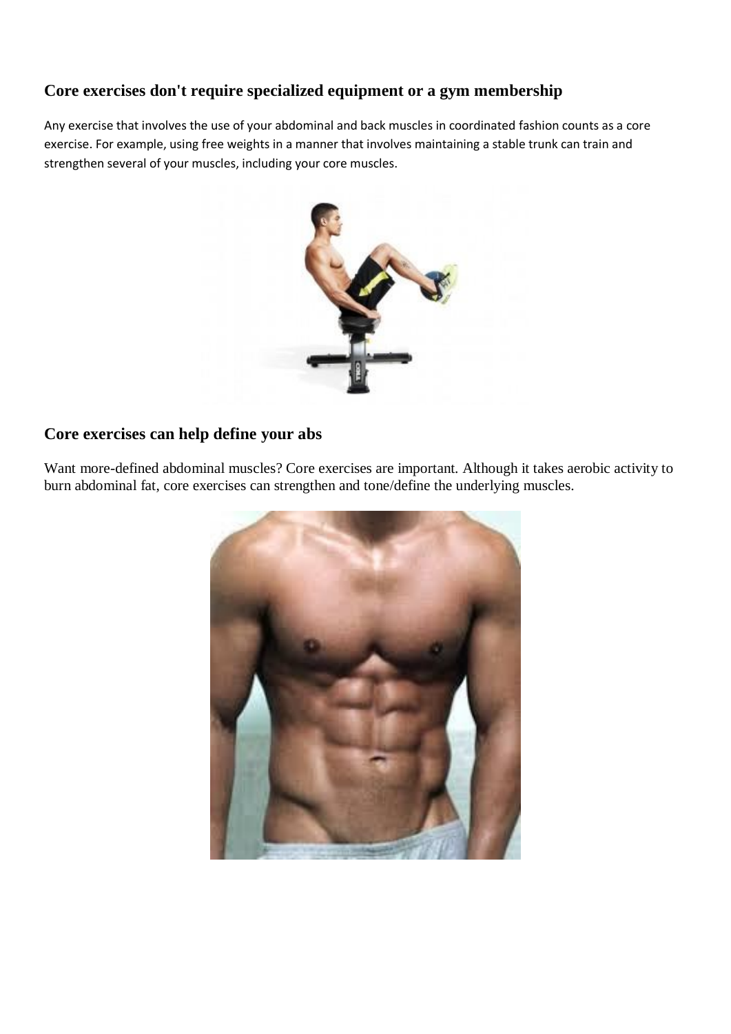## Core exercises don't require specialized equipment or a gym membership

Any exercise that involves the use of your abdominal and back muscles in coordinated fashion counts as a core exercise. For example, using free weights in a manner that involves maintaining a stable trunk can train and strengthen several of your muscles, including your core muscles.

## Core exercises can help define your abs

Want more-defined abdominal muscles? Core exercises are important. Although it takes aerobic activity to burn abdominal fat, core exercises can strengthen and tone/define the underlying muscles.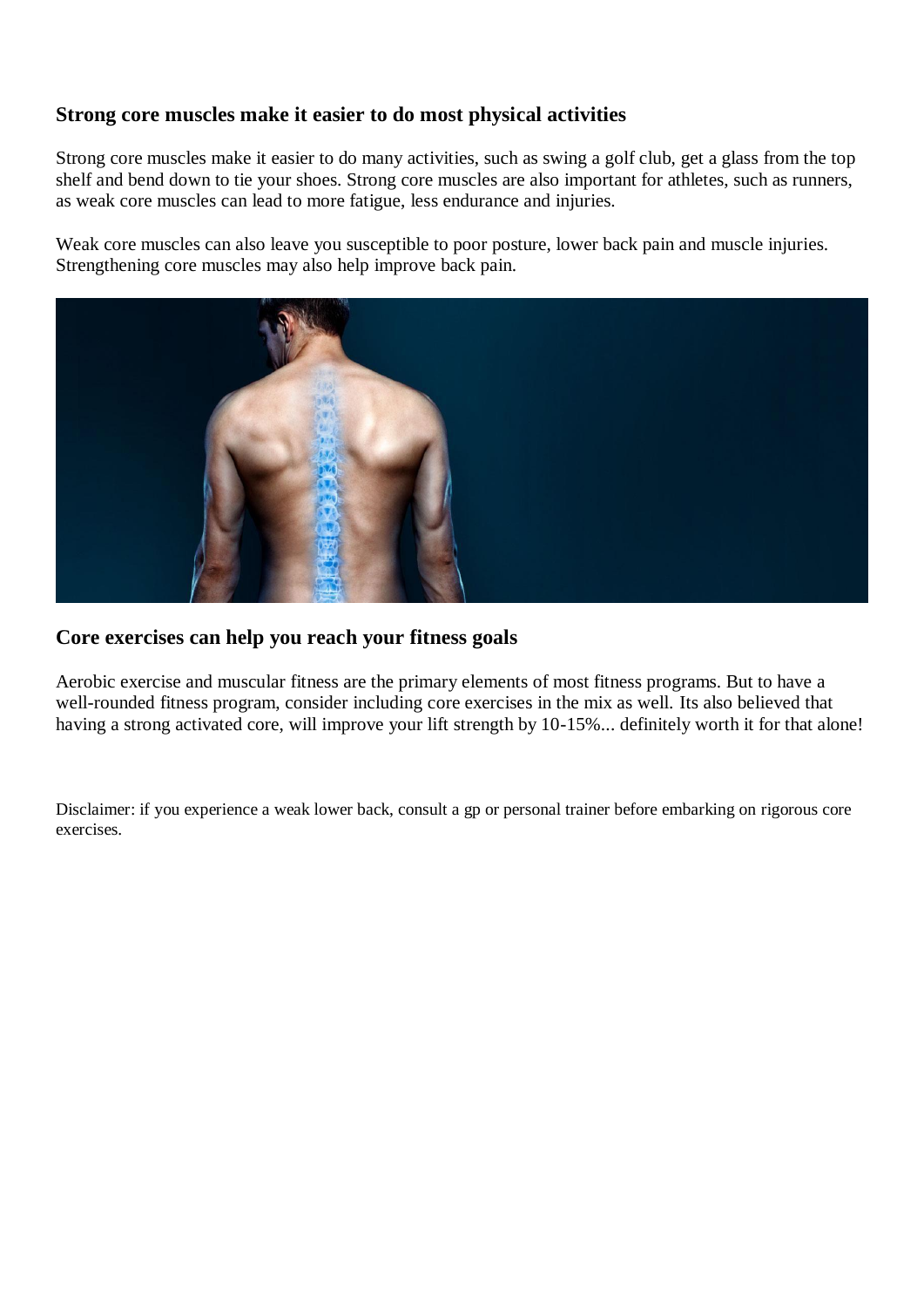## Strong core muscles make it easier to do most physical activities

Strong core muscles make it easier to do many activities, such as swing a golf club, get a glass from the top shelf and bend down to tie your shoes. Strong core muscles are also important for athletes, such as runners, as weak core muscles can lead to more fatigue, less endurance and injuries.

Weak core muscles can also leave you susceptible to poor posture, lower back pain and muscle injuries. Strengthening core muscles may also help improve back pain.

## Core exercises can help you reach your fitness goals

Aerobic exercise and muscular fitness are the primary elements of most fitness programs. But to have a well-rounded fitness program, consider including core exercises in the mix as well. Its also believed that having a strong activated core, will improve your lift strength by 10-15%... definitely worth it for that alone!

Disclaimer: if you experience a weak lower back, consult a gp or personal trainer before embarking on rigorous core exercises.